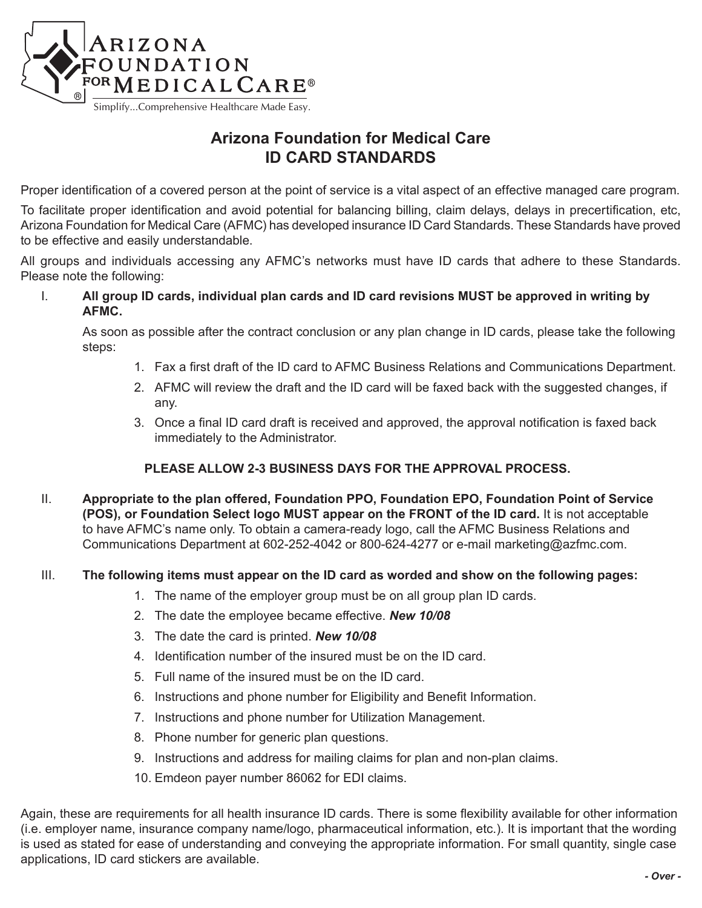ARIZONA FOUNDATION FOR MEDICAL CARE®

Simplify...Comprehensive Healthcare Made Easy.

# Arizona Foundation for Medical Care
# ID CARD STANDARDS

Proper identification of a covered person at the point of service is a vital aspect of an effective managed care program.

To facilitate proper identification and avoid potential for balancing billing, claim delays, delays in precertification, etc, Arizona Foundation for Medical Care (AFMC) has developed insurance ID Card Standards. These Standards have proved to be effective and easily understandable.

All groups and individuals accessing any AFMC's networks must have ID cards that adhere to these Standards. Please note the following:

I. **All group ID cards, individual plan cards and ID card revisions MUST be approved in writing by AFMC.**

   As soon as possible after the contract conclusion or any plan change in ID cards, please take the following steps:

   1. Fax a first draft of the ID card to AFMC Business Relations and Communications Department.
   2. AFMC will review the draft and the ID card will be faxed back with the suggested changes, if any.
   3. Once a final ID card draft is received and approved, the approval notification is faxed back immediately to the Administrator.

   **PLEASE ALLOW 2-3 BUSINESS DAYS FOR THE APPROVAL PROCESS.**

II. **Appropriate to the plan offered, Foundation PPO, Foundation EPO, Foundation Point of Service (POS), or Foundation Select logo MUST appear on the FRONT of the ID card.** It is not acceptable to have AFMC's name only. To obtain a camera-ready logo, call the AFMC Business Relations and Communications Department at 602-252-4042 or 800-624-4277 or e-mail marketing@azfmc.com.

III. **The following items must appear on the ID card as worded and show on the following pages:**

   1. The name of the employer group must be on all group plan ID cards.
   2. The date the employee became effective. ***New 10/08***
   3. The date the card is printed. ***New 10/08***
   4. Identification number of the insured must be on the ID card.
   5. Full name of the insured must be on the ID card.
   6. Instructions and phone number for Eligibility and Benefit Information.
   7. Instructions and phone number for Utilization Management.
   8. Phone number for generic plan questions.
   9. Instructions and address for mailing claims for plan and non-plan claims.
   10. Emdeon payer number 86062 for EDI claims.

Again, these are requirements for all health insurance ID cards. There is some flexibility available for other information (i.e. employer name, insurance company name/logo, pharmaceutical information, etc.). It is important that the wording is used as stated for ease of understanding and conveying the appropriate information. For small quantity, single case applications, ID card stickers are available.

***- Over -***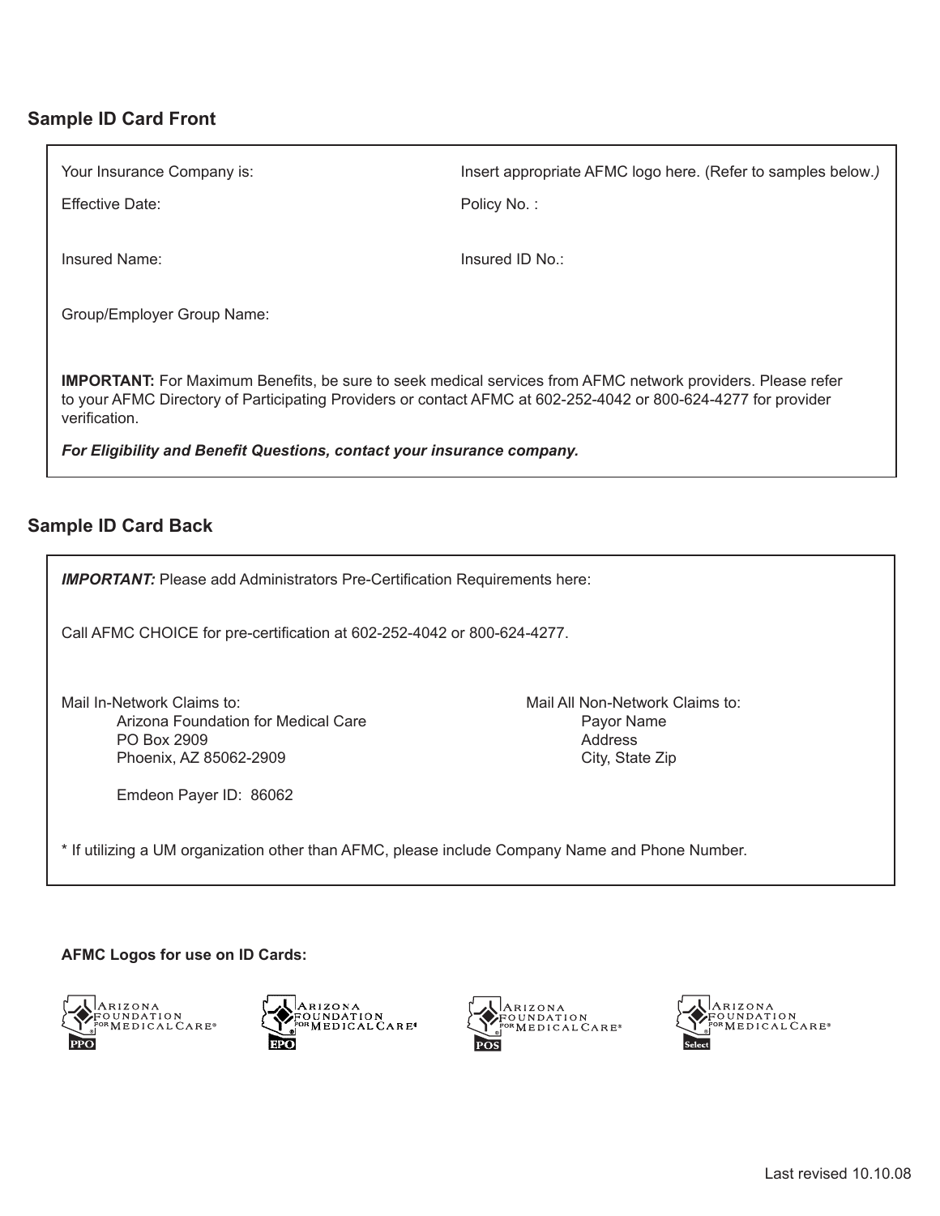## Sample ID Card Front

Your Insurance Company is:

Insert appropriate AFMC logo here. (Refer to samples below.)

Effective Date:

Policy No. :

Insured Name:

Insured ID No.:

Group/Employer Group Name:

**IMPORTANT:** For Maximum Benefits, be sure to seek medical services from AFMC network providers. Please refer to your AFMC Directory of Participating Providers or contact AFMC at 602-252-4042 or 800-624-4277 for provider verification.

***For Eligibility and Benefit Questions, contact your insurance company.***

## Sample ID Card Back

***IMPORTANT:*** Please add Administrators Pre-Certification Requirements here:

Call AFMC CHOICE for pre-certification at 602-252-4042 or 800-624-4277.

Mail In-Network Claims to:
Arizona Foundation for Medical Care
PO Box 2909
Phoenix, AZ 85062-2909

Emdeon Payer ID: 86062

Mail All Non-Network Claims to:
Payor Name
Address
City, State Zip

* If utilizing a UM organization other than AFMC, please include Company Name and Phone Number.

**AFMC Logos for use on ID Cards:**

Arizona Foundation for Medical Care® PPO

Arizona Foundation for Medical Care® EPO

Arizona Foundation for Medical Care® POS

Arizona Foundation for Medical Care® Select

Last revised 10.10.08